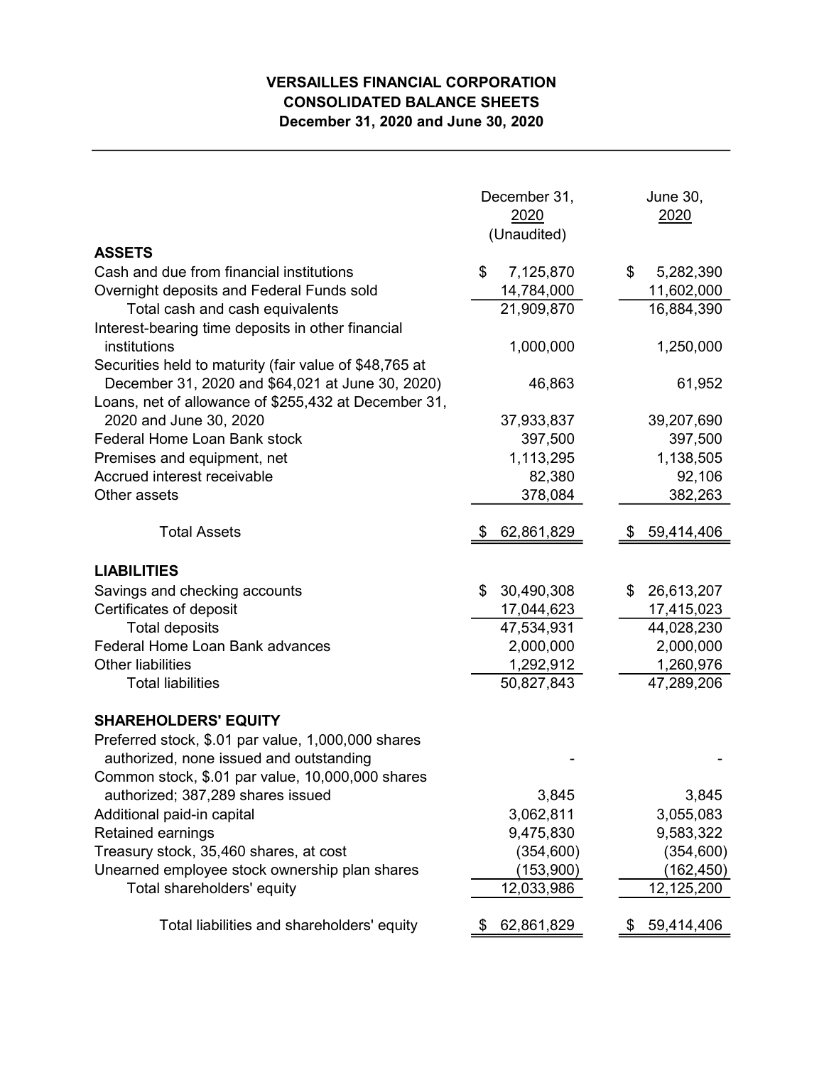# VERSAILLES FINANCIAL CORPORATION
## CONSOLIDATED BALANCE SHEETS
### December 31, 2020 and June 30, 2020

| | December 31, 2020 (Unaudited) | June 30, 2020 |
|---|---|---|
| **ASSETS** | | |
| Cash and due from financial institutions | $ 7,125,870 | $ 5,282,390 |
| Overnight deposits and Federal Funds sold | 14,784,000 | 11,602,000 |
| Total cash and cash equivalents | 21,909,870 | 16,884,390 |
| Interest-bearing time deposits in other financial institutions | 1,000,000 | 1,250,000 |
| Securities held to maturity (fair value of $48,765 at December 31, 2020 and $64,021 at June 30, 2020) | 46,863 | 61,952 |
| Loans, net of allowance of $255,432 at December 31, 2020 and June 30, 2020 | 37,933,837 | 39,207,690 |
| Federal Home Loan Bank stock | 397,500 | 397,500 |
| Premises and equipment, net | 1,113,295 | 1,138,505 |
| Accrued interest receivable | 82,380 | 92,106 |
| Other assets | 378,084 | 382,263 |
| Total Assets | $ 62,861,829 | $ 59,414,406 |
| **LIABILITIES** | | |
| Savings and checking accounts | $ 30,490,308 | $ 26,613,207 |
| Certificates of deposit | 17,044,623 | 17,415,023 |
| Total deposits | 47,534,931 | 44,028,230 |
| Federal Home Loan Bank advances | 2,000,000 | 2,000,000 |
| Other liabilities | 1,292,912 | 1,260,976 |
| Total liabilities | 50,827,843 | 47,289,206 |
| **SHAREHOLDERS' EQUITY** | | |
| Preferred stock, $.01 par value, 1,000,000 shares authorized, none issued and outstanding | - | - |
| Common stock, $.01 par value, 10,000,000 shares authorized; 387,289 shares issued | 3,845 | 3,845 |
| Additional paid-in capital | 3,062,811 | 3,055,083 |
| Retained earnings | 9,475,830 | 9,583,322 |
| Treasury stock, 35,460 shares, at cost | (354,600) | (354,600) |
| Unearned employee stock ownership plan shares | (153,900) | (162,450) |
| Total shareholders' equity | 12,033,986 | 12,125,200 |
| Total liabilities and shareholders' equity | $ 62,861,829 | $ 59,414,406 |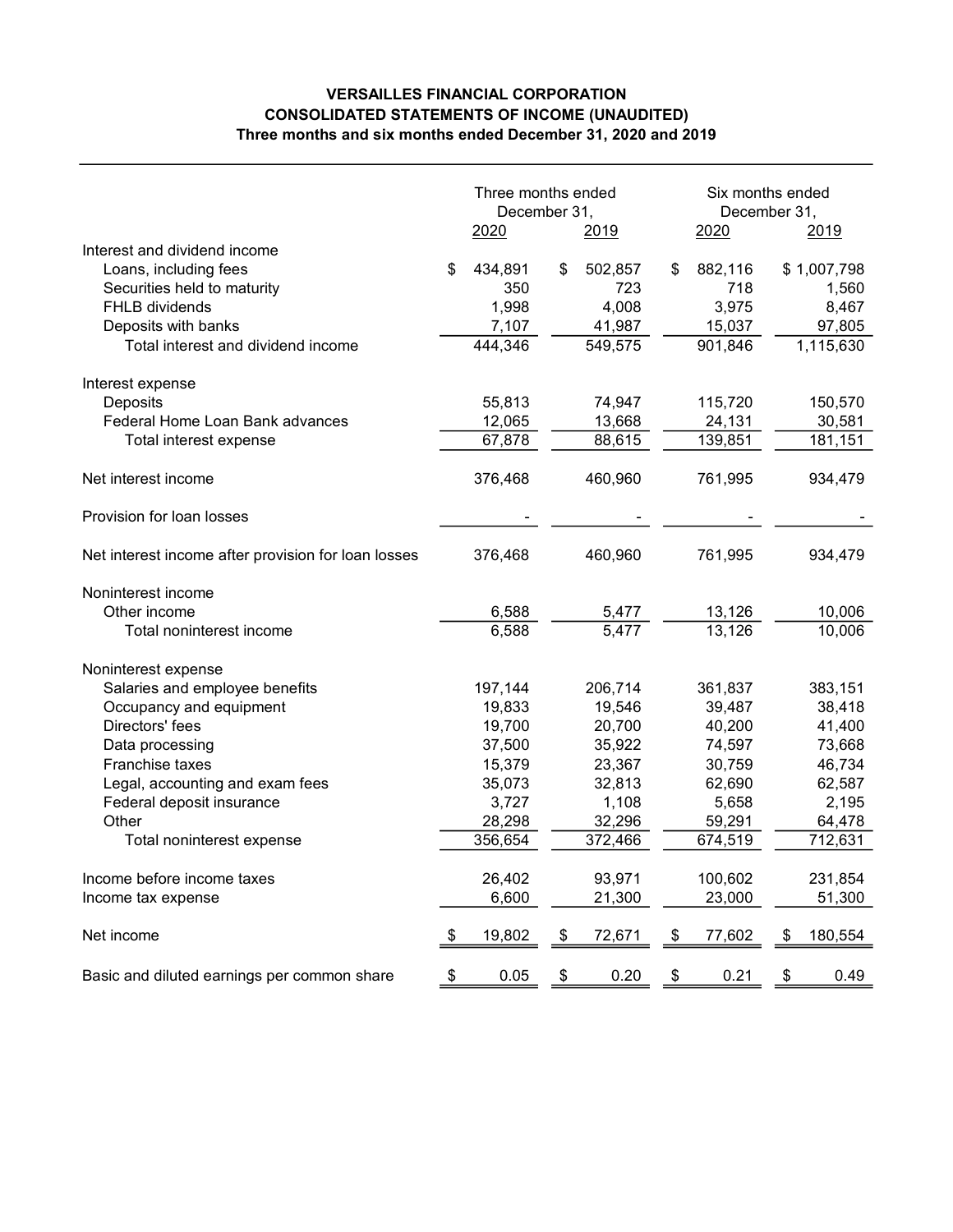**VERSAILLES FINANCIAL CORPORATION**
**CONSOLIDATED STATEMENTS OF INCOME (UNAUDITED)**
**Three months and six months ended December 31, 2020 and 2019**

| | Three months ended December 31, | | Six months ended December 31, | |
|---|---|---|---|---|
| | 2020 | 2019 | 2020 | 2019 |
| Interest and dividend income | | | | |
| Loans, including fees | $ 434,891 | $ 502,857 | $ 882,116 | $ 1,007,798 |
| Securities held to maturity | 350 | 723 | 718 | 1,560 |
| FHLB dividends | 1,998 | 4,008 | 3,975 | 8,467 |
| Deposits with banks | 7,107 | 41,987 | 15,037 | 97,805 |
| Total interest and dividend income | 444,346 | 549,575 | 901,846 | 1,115,630 |
| Interest expense | | | | |
| Deposits | 55,813 | 74,947 | 115,720 | 150,570 |
| Federal Home Loan Bank advances | 12,065 | 13,668 | 24,131 | 30,581 |
| Total interest expense | 67,878 | 88,615 | 139,851 | 181,151 |
| Net interest income | 376,468 | 460,960 | 761,995 | 934,479 |
| Provision for loan losses | - | - | - | - |
| Net interest income after provision for loan losses | 376,468 | 460,960 | 761,995 | 934,479 |
| Noninterest income | | | | |
| Other income | 6,588 | 5,477 | 13,126 | 10,006 |
| Total noninterest income | 6,588 | 5,477 | 13,126 | 10,006 |
| Noninterest expense | | | | |
| Salaries and employee benefits | 197,144 | 206,714 | 361,837 | 383,151 |
| Occupancy and equipment | 19,833 | 19,546 | 39,487 | 38,418 |
| Directors' fees | 19,700 | 20,700 | 40,200 | 41,400 |
| Data processing | 37,500 | 35,922 | 74,597 | 73,668 |
| Franchise taxes | 15,379 | 23,367 | 30,759 | 46,734 |
| Legal, accounting and exam fees | 35,073 | 32,813 | 62,690 | 62,587 |
| Federal deposit insurance | 3,727 | 1,108 | 5,658 | 2,195 |
| Other | 28,298 | 32,296 | 59,291 | 64,478 |
| Total noninterest expense | 356,654 | 372,466 | 674,519 | 712,631 |
| Income before income taxes | 26,402 | 93,971 | 100,602 | 231,854 |
| Income tax expense | 6,600 | 21,300 | 23,000 | 51,300 |
| Net income | $ 19,802 | $ 72,671 | $ 77,602 | $ 180,554 |
| Basic and diluted earnings per common share | $ 0.05 | $ 0.20 | $ 0.21 | $ 0.49 |